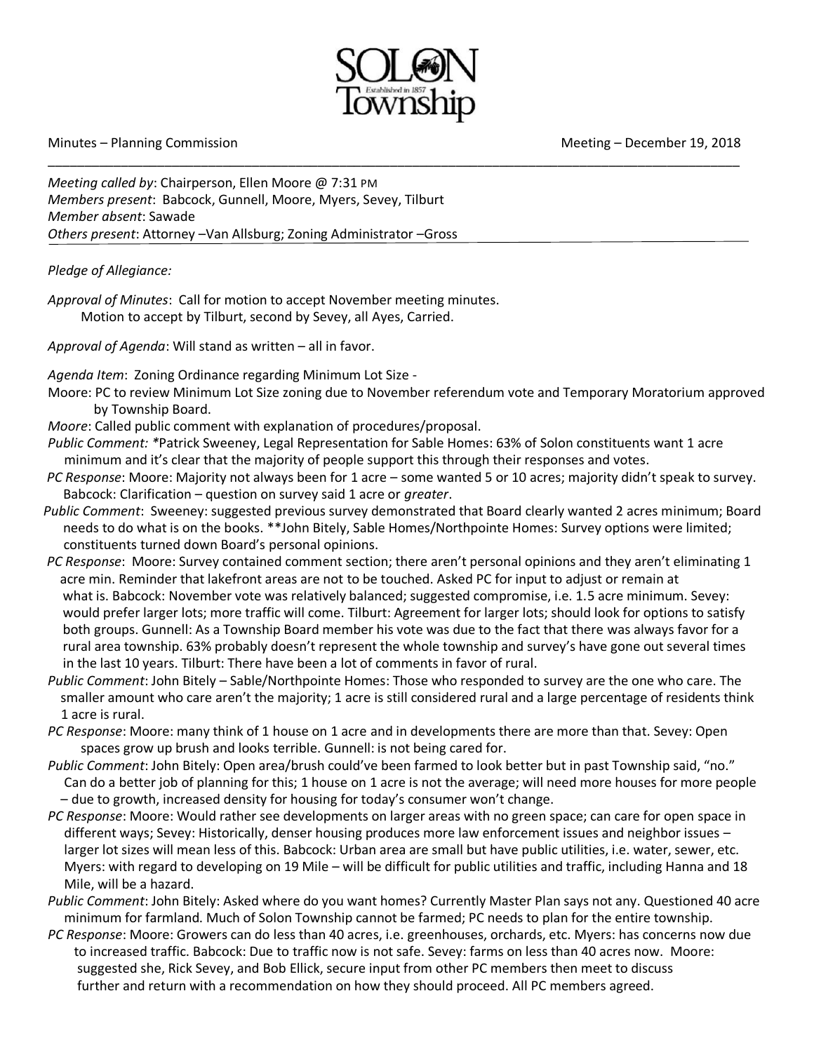# Solon Township

Established in 1857

Minutes – Planning Commission Meeting – December 19, 2018

---

*Meeting called by*: Chairperson, Ellen Moore @ 7:31 PM
*Members present*: Babcock, Gunnell, Moore, Myers, Sevey, Tilburt
*Member absent*: Sawade
*Others present*: Attorney –Van Allsburg; Zoning Administrator –Gross

*Pledge of Allegiance:*

*Approval of Minutes*: Call for motion to accept November meeting minutes.
Motion to accept by Tilburt, second by Sevey, all Ayes, Carried.

*Approval of Agenda*: Will stand as written – all in favor.

*Agenda Item*: Zoning Ordinance regarding Minimum Lot Size -

Moore: PC to review Minimum Lot Size zoning due to November referendum vote and Temporary Moratorium approved by Township Board.

*Moore*: Called public comment with explanation of procedures/proposal.

*Public Comment:* *Patrick Sweeney, Legal Representation for Sable Homes: 63% of Solon constituents want 1 acre minimum and it's clear that the majority of people support this through their responses and votes.

*PC Response*: Moore: Majority not always been for 1 acre – some wanted 5 or 10 acres; majority didn't speak to survey. Babcock: Clarification – question on survey said 1 acre or *greater*.

*Public Comment*: Sweeney: suggested previous survey demonstrated that Board clearly wanted 2 acres minimum; Board needs to do what is on the books. **John Bitely, Sable Homes/Northpointe Homes: Survey options were limited; constituents turned down Board's personal opinions.

*PC Response*: Moore: Survey contained comment section; there aren't personal opinions and they aren't eliminating 1 acre min. Reminder that lakefront areas are not to be touched. Asked PC for input to adjust or remain at what is. Babcock: November vote was relatively balanced; suggested compromise, i.e. 1.5 acre minimum. Sevey: would prefer larger lots; more traffic will come. Tilburt: Agreement for larger lots; should look for options to satisfy both groups. Gunnell: As a Township Board member his vote was due to the fact that there was always favor for a rural area township. 63% probably doesn't represent the whole township and survey's have gone out several times in the last 10 years. Tilburt: There have been a lot of comments in favor of rural.

*Public Comment*: John Bitely – Sable/Northpointe Homes: Those who responded to survey are the one who care. The smaller amount who care aren't the majority; 1 acre is still considered rural and a large percentage of residents think 1 acre is rural.

*PC Response*: Moore: many think of 1 house on 1 acre and in developments there are more than that. Sevey: Open spaces grow up brush and looks terrible. Gunnell: is not being cared for.

*Public Comment*: John Bitely: Open area/brush could've been farmed to look better but in past Township said, "no." Can do a better job of planning for this; 1 house on 1 acre is not the average; will need more houses for more people – due to growth, increased density for housing for today's consumer won't change.

*PC Response*: Moore: Would rather see developments on larger areas with no green space; can care for open space in different ways; Sevey: Historically, denser housing produces more law enforcement issues and neighbor issues – larger lot sizes will mean less of this. Babcock: Urban area are small but have public utilities, i.e. water, sewer, etc. Myers: with regard to developing on 19 Mile – will be difficult for public utilities and traffic, including Hanna and 18 Mile, will be a hazard.

*Public Comment*: John Bitely: Asked where do you want homes? Currently Master Plan says not any. Questioned 40 acre minimum for farmland. Much of Solon Township cannot be farmed; PC needs to plan for the entire township.

*PC Response*: Moore: Growers can do less than 40 acres, i.e. greenhouses, orchards, etc. Myers: has concerns now due to increased traffic. Babcock: Due to traffic now is not safe. Sevey: farms on less than 40 acres now. Moore: suggested she, Rick Sevey, and Bob Ellick, secure input from other PC members then meet to discuss further and return with a recommendation on how they should proceed. All PC members agreed.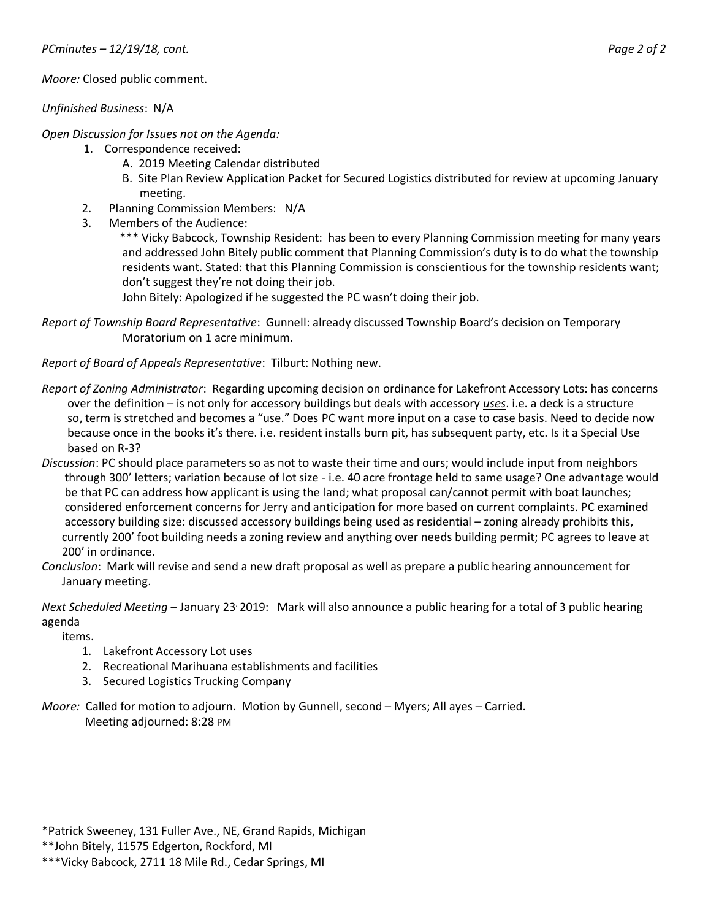*Moore:* Closed public comment.

*Unfinished Business*: N/A

*Open Discussion for Issues not on the Agenda:*

1. Correspondence received:
   - A. 2019 Meeting Calendar distributed
   - B. Site Plan Review Application Packet for Secured Logistics distributed for review at upcoming January meeting.
2. Planning Commission Members: N/A
3. Members of the Audience:

   *** Vicky Babcock, Township Resident: has been to every Planning Commission meeting for many years and addressed John Bitely public comment that Planning Commission's duty is to do what the township residents want. Stated: that this Planning Commission is conscientious for the township residents want; don't suggest they're not doing their job.

   John Bitely: Apologized if he suggested the PC wasn't doing their job.

*Report of Township Board Representative*: Gunnell: already discussed Township Board's decision on Temporary Moratorium on 1 acre minimum.

*Report of Board of Appeals Representative*: Tilburt: Nothing new.

*Report of Zoning Administrator*: Regarding upcoming decision on ordinance for Lakefront Accessory Lots: has concerns over the definition – is not only for accessory buildings but deals with accessory *uses*. i.e. a deck is a structure so, term is stretched and becomes a "use." Does PC want more input on a case to case basis. Need to decide now because once in the books it's there. i.e. resident installs burn pit, has subsequent party, etc. Is it a Special Use based on R-3?

*Discussion*: PC should place parameters so as not to waste their time and ours; would include input from neighbors through 300' letters; variation because of lot size - i.e. 40 acre frontage held to same usage? One advantage would be that PC can address how applicant is using the land; what proposal can/cannot permit with boat launches; considered enforcement concerns for Jerry and anticipation for more based on current complaints. PC examined accessory building size: discussed accessory buildings being used as residential – zoning already prohibits this, currently 200' foot building needs a zoning review and anything over needs building permit; PC agrees to leave at 200' in ordinance.

*Conclusion*: Mark will revise and send a new draft proposal as well as prepare a public hearing announcement for January meeting.

*Next Scheduled Meeting* – January 23' 2019: Mark will also announce a public hearing for a total of 3 public hearing agenda items.

1. Lakefront Accessory Lot uses
2. Recreational Marihuana establishments and facilities
3. Secured Logistics Trucking Company

*Moore:* Called for motion to adjourn. Motion by Gunnell, second – Myers; All ayes – Carried.
Meeting adjourned: 8:28 PM

*Patrick Sweeney, 131 Fuller Ave., NE, Grand Rapids, Michigan
**John Bitely, 11575 Edgerton, Rockford, MI
***Vicky Babcock, 2711 18 Mile Rd., Cedar Springs, MI